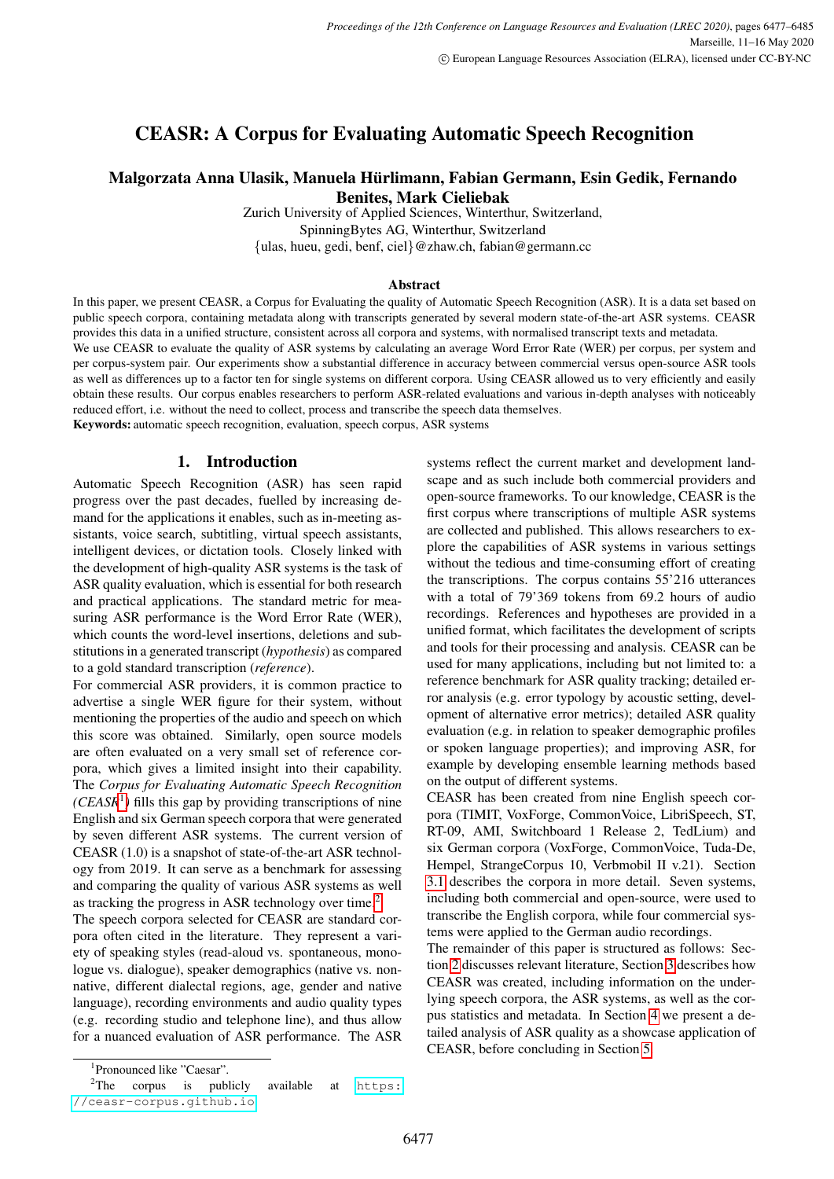# CEASR: A Corpus for Evaluating Automatic Speech Recognition

**Malgorzata Anna Ulasik, Manuela Hürlimann, Fabian Germann, Esin Gedik, Fernando Benites, Mark Cieliebak**

Zurich University of Applied Sciences, Winterthur, Switzerland,
SpinningBytes AG, Winterthur, Switzerland
{ulas, hueu, gedi, benf, ciel}@zhaw.ch, fabian@germann.cc

### Abstract

In this paper, we present CEASR, a Corpus for Evaluating the quality of Automatic Speech Recognition (ASR). It is a data set based on public speech corpora, containing metadata along with transcripts generated by several modern state-of-the-art ASR systems. CEASR provides this data in a unified structure, consistent across all corpora and systems, with normalised transcript texts and metadata.
We use CEASR to evaluate the quality of ASR systems by calculating an average Word Error Rate (WER) per corpus, per system and per corpus-system pair. Our experiments show a substantial difference in accuracy between commercial versus open-source ASR tools as well as differences up to a factor ten for single systems on different corpora. Using CEASR allowed us to very efficiently and easily obtain these results. Our corpus enables researchers to perform ASR-related evaluations and various in-depth analyses with noticeably reduced effort, i.e. without the need to collect, process and transcribe the speech data themselves.

**Keywords:** automatic speech recognition, evaluation, speech corpus, ASR systems

## 1. Introduction

Automatic Speech Recognition (ASR) has seen rapid progress over the past decades, fuelled by increasing demand for the applications it enables, such as in-meeting assistants, voice search, subtitling, virtual speech assistants, intelligent devices, or dictation tools. Closely linked with the development of high-quality ASR systems is the task of ASR quality evaluation, which is essential for both research and practical applications. The standard metric for measuring ASR performance is the Word Error Rate (WER), which counts the word-level insertions, deletions and substitutions in a generated transcript (*hypothesis*) as compared to a gold standard transcription (*reference*).

For commercial ASR providers, it is common practice to advertise a single WER figure for their system, without mentioning the properties of the audio and speech on which this score was obtained. Similarly, open source models are often evaluated on a very small set of reference corpora, which gives a limited insight into their capability. The *Corpus for Evaluating Automatic Speech Recognition (CEASR*[1]*)* fills this gap by providing transcriptions of nine English and six German speech corpora that were generated by seven different ASR systems. The current version of CEASR (1.0) is a snapshot of state-of-the-art ASR technology from 2019. It can serve as a benchmark for assessing and comparing the quality of various ASR systems as well as tracking the progress in ASR technology over time.[2]

The speech corpora selected for CEASR are standard corpora often cited in the literature. They represent a variety of speaking styles (read-aloud vs. spontaneous, monologue vs. dialogue), speaker demographics (native vs. non-native, different dialectal regions, age, gender and native language), recording environments and audio quality types (e.g. recording studio and telephone line), and thus allow for a nuanced evaluation of ASR performance. The ASR systems reflect the current market and development landscape and as such include both commercial providers and open-source frameworks. To our knowledge, CEASR is the first corpus where transcriptions of multiple ASR systems are collected and published. This allows researchers to explore the capabilities of ASR systems in various settings without the tedious and time-consuming effort of creating the transcriptions. The corpus contains 55'216 utterances with a total of 79'369 tokens from 69.2 hours of audio recordings. References and hypotheses are provided in a unified format, which facilitates the development of scripts and tools for their processing and analysis. CEASR can be used for many applications, including but not limited to: a reference benchmark for ASR quality tracking; detailed error analysis (e.g. error typology by acoustic setting, development of alternative error metrics); detailed ASR quality evaluation (e.g. in relation to speaker demographic profiles or spoken language properties); and improving ASR, for example by developing ensemble learning methods based on the output of different systems.

CEASR has been created from nine English speech corpora (TIMIT, VoxForge, CommonVoice, LibriSpeech, ST, RT-09, AMI, Switchboard 1 Release 2, TedLium) and six German corpora (VoxForge, CommonVoice, Tuda-De, Hempel, StrangeCorpus 10, Verbmobil II v.21). Section 3.1 describes the corpora in more detail. Seven systems, including both commercial and open-source, were used to transcribe the English corpora, while four commercial systems were applied to the German audio recordings.

The remainder of this paper is structured as follows: Section 2 discusses relevant literature, Section 3 describes how CEASR was created, including information on the underlying speech corpora, the ASR systems, as well as the corpus statistics and metadata. In Section 4 we present a detailed analysis of ASR quality as a showcase application of CEASR, before concluding in Section 5.

[1] Pronounced like "Caesar".

[2] The corpus is publicly available at https://ceasr-corpus.github.io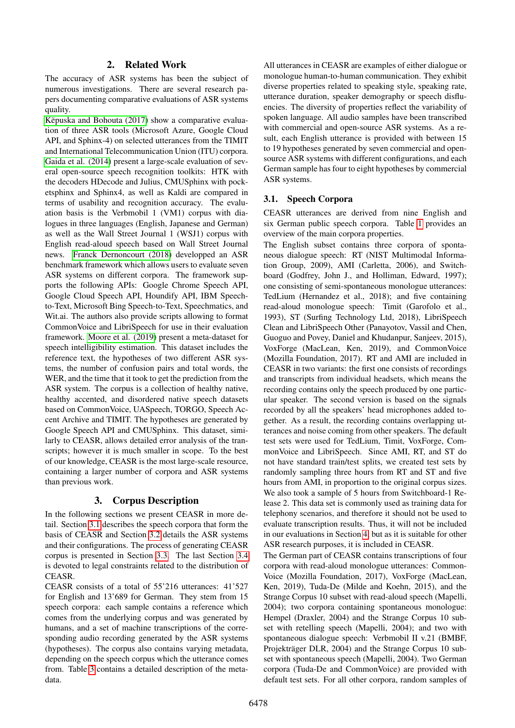## 2. Related Work

The accuracy of ASR systems has been the subject of numerous investigations. There are several research papers documenting comparative evaluations of ASR systems quality.

Këpuska and Bohouta (2017) show a comparative evaluation of three ASR tools (Microsoft Azure, Google Cloud API, and Sphinx-4) on selected utterances from the TIMIT and International Telecommunication Union (ITU) corpora. Gaida et al. (2014) present a large-scale evaluation of several open-source speech recognition toolkits: HTK with the decoders HDecode and Julius, CMUSphinx with pocketsphinx and Sphinx4, as well as Kaldi are compared in terms of usability and recognition accuracy. The evaluation basis is the Verbmobil 1 (VM1) corpus with dialogues in three languages (English, Japanese and German) as well as the Wall Street Journal 1 (WSJ1) corpus with English read-aloud speech based on Wall Street Journal news. Franck Dernoncourt (2018) developped an ASR benchmark framework which allows users to evaluate seven ASR systems on different corpora. The framework supports the following APIs: Google Chrome Speech API, Google Cloud Speech API, Houndify API, IBM Speech-to-Text, Microsoft Bing Speech-to-Text, Speechmatics, and Wit.ai. The authors also provide scripts allowing to format CommonVoice and LibriSpeech for use in their evaluation framework. Moore et al. (2019) present a meta-dataset for speech intelligibility estimation. This dataset includes the reference text, the hypotheses of two different ASR systems, the number of confusion pairs and total words, the WER, and the time that it took to get the prediction from the ASR system. The corpus is a collection of healthy native, healthy accented, and disordered native speech datasets based on CommonVoice, UASpeech, TORGO, Speech Accent Archive and TIMIT. The hypotheses are generated by Google Speech API and CMUSphinx. This dataset, similarly to CEASR, allows detailed error analysis of the transcripts; however it is much smaller in scope. To the best of our knowledge, CEASR is the most large-scale resource, containing a larger number of corpora and ASR systems than previous work.

## 3. Corpus Description

In the following sections we present CEASR in more detail. Section 3.1 describes the speech corpora that form the basis of CEASR and Section 3.2 details the ASR systems and their configurations. The process of generating CEASR corpus is presented in Section 3.3. The last Section 3.4 is devoted to legal constraints related to the distribution of CEASR.

CEASR consists of a total of 55'216 utterances: 41'527 for English and 13'689 for German. They stem from 15 speech corpora: each sample contains a reference which comes from the underlying corpus and was generated by humans, and a set of machine transcriptions of the corresponding audio recording generated by the ASR systems (hypotheses). The corpus also contains varying metadata, depending on the speech corpus which the utterance comes from. Table 3 contains a detailed description of the metadata.

All utterances in CEASR are examples of either dialogue or monologue human-to-human communication. They exhibit diverse properties related to speaking style, speaking rate, utterance duration, speaker demography or speech disfluencies. The diversity of properties reflect the variability of spoken language. All audio samples have been transcribed with commercial and open-source ASR systems. As a result, each English utterance is provided with between 15 to 19 hypotheses generated by seven commercial and open-source ASR systems with different configurations, and each German sample has four to eight hypotheses by commercial ASR systems.

### 3.1. Speech Corpora

CEASR utterances are derived from nine English and six German public speech corpora. Table 1 provides an overview of the main corpora properties.

The English subset contains three corpora of spontaneous dialogue speech: RT (NIST Multimodal Information Group, 2009), AMI (Carletta, 2006), and Switchboard (Godfrey, John J., and Holliman, Edward, 1997); one consisting of semi-spontaneous monologue utterances: TedLium (Hernandez et al., 2018); and five containing read-aloud monologue speech: Timit (Garofolo et al., 1993), ST (Surfing Technology Ltd, 2018), LibriSpeech Clean and LibriSpeech Other (Panayotov, Vassil and Chen, Guoguo and Povey, Daniel and Khudanpur, Sanjeev, 2015), VoxForge (MacLean, Ken, 2019), and CommonVoice (Mozilla Foundation, 2017). RT and AMI are included in CEASR in two variants: the first one consists of recordings and transcripts from individual headsets, which means the recording contains only the speech produced by one particular speaker. The second version is based on the signals recorded by all the speakers' head microphones added together. As a result, the recording contains overlapping utterances and noise coming from other speakers. The default test sets were used for TedLium, Timit, VoxForge, CommonVoice and LibriSpeech. Since AMI, RT, and ST do not have standard train/test splits, we created test sets by randomly sampling three hours from RT and ST and five hours from AMI, in proportion to the original corpus sizes. We also took a sample of 5 hours from Switchboard-1 Release 2. This data set is commonly used as training data for telephony scenarios, and therefore it should not be used to evaluate transcription results. Thus, it will not be included in our evaluations in Section 4, but as it is suitable for other ASR research purposes, it is included in CEASR.

The German part of CEASR contains transcriptions of four corpora with read-aloud monologue utterances: CommonVoice (Mozilla Foundation, 2017), VoxForge (MacLean, Ken, 2019), Tuda-De (Milde and Koehn, 2015), and the Strange Corpus 10 subset with read-aloud speech (Mapelli, 2004); two corpora containing spontaneous monologue: Hempel (Draxler, 2004) and the Strange Corpus 10 subset with retelling speech (Mapelli, 2004); and two with spontaneous dialogue speech: Verbmobil II v.21 (BMBF, Projektträger DLR, 2004) and the Strange Corpus 10 subset with spontaneous speech (Mapelli, 2004). Two German corpora (Tuda-De and CommonVoice) are provided with default test sets. For all other corpora, random samples of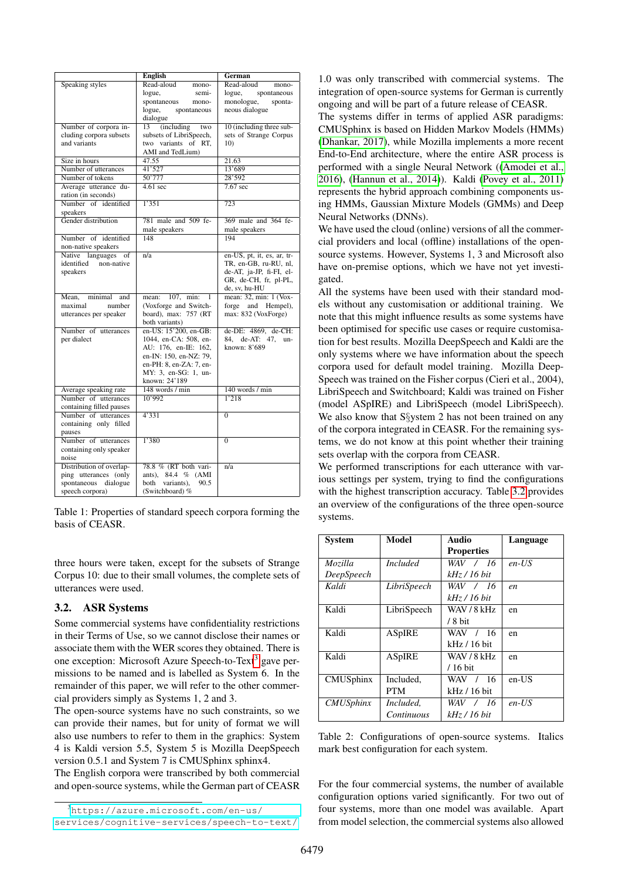| | English | German |
|---|---|---|
| Speaking styles | Read-aloud monologue, semi-spontaneous monologue, spontaneous dialogue | Read-aloud monologue, spontaneous monologue, spontaneous dialogue |
| Number of corpora including corpora subsets and variants | 13 (including two subsets of LibriSpeech, two variants of RT, AMI and TedLium) | 10 (including three subsets of Strange Corpus 10) |
| Size in hours | 47.55 | 21.63 |
| Number of utterances | 41'527 | 13'689 |
| Number of tokens | 50'777 | 28'592 |
| Average utterance duration (in seconds) | 4.61 sec | 7.67 sec |
| Number of identified speakers | 1'351 | 723 |
| Gender distribution | 781 male and 509 female speakers | 369 male and 364 female speakers |
| Number of identified non-native speakers | 148 | 194 |
| Native languages of identified non-native speakers | n/a | en-US, pt, it, es, ar, tr-TR, en-GB, ru-RU, nl, de-AT, ja-JP, fi-FI, el-GR, de-CH, fr, pl-PL, de, sv, hu-HU |
| Mean, minimal and maximal number utterances per speaker | mean: 107, min: 1 (Voxforge and Switchboard), max: 757 (RT both variants) | mean: 32, min: 1 (Voxforge and Hempel), max: 832 (VoxForge) |
| Number of utterances per dialect | en-US: 15'200, en-GB: 1044, en-CA: 508, en-AU: 176, en-IE: 162, en-IN: 150, en-NZ: 79, en-PH: 8, en-ZA: 7, en-MY: 3, en-SG: 1, unknown: 24'189 | de-DE: 4869, de-CH: 84, de-AT: 47, unknown: 8'689 |
| Average speaking rate | 148 words / min | 140 words / min |
| Number of utterances containing filled pauses | 10'992 | 1'218 |
| Number of utterances containing only filled pauses | 4'331 | 0 |
| Number of utterances containing only speaker noise | 1'380 | 0 |
| Distribution of overlapping utterances (only spontaneous dialogue speech corpora) | 78.8 % (RT both variants), 84.4 % (AMI both variants), 90.5 (Switchboard) % | n/a |

Table 1: Properties of standard speech corpora forming the basis of CEASR.

three hours were taken, except for the subsets of Strange Corpus 10: due to their small volumes, the complete sets of utterances were used.

## 3.2. ASR Systems

Some commercial systems have confidentiality restrictions in their Terms of Use, so we cannot disclose their names or associate them with the WER scores they obtained. There is one exception: Microsoft Azure Speech-to-Text[3] gave permissions to be named and is labelled as System 6. In the remainder of this paper, we will refer to the other commercial providers simply as Systems 1, 2 and 3.

The open-source systems have no such constraints, so we can provide their names, but for unity of format we will also use numbers to refer to them in the graphics: System 4 is Kaldi version 5.5, System 5 is Mozilla DeepSpeech version 0.5.1 and System 7 is CMUSphinx sphinx4.

The English corpora were transcribed by both commercial and open-source systems, while the German part of CEASR 1.0 was only transcribed with commercial systems. The integration of open-source systems for German is currently ongoing and will be part of a future release of CEASR.

The systems differ in terms of applied ASR paradigms: CMUSphinx is based on Hidden Markov Models (HMMs) (Dhankar, 2017), while Mozilla implements a more recent End-to-End architecture, where the entire ASR process is performed with a single Neural Network ((Amodei et al., 2016), (Hannun et al., 2014)). Kaldi (Povey et al., 2011) represents the hybrid approach combining components using HMMs, Gaussian Mixture Models (GMMs) and Deep Neural Networks (DNNs).

We have used the cloud (online) versions of all the commercial providers and local (offline) installations of the open-source systems. However, Systems 1, 3 and Microsoft also have on-premise options, which we have not yet investigated.

All the systems have been used with their standard models without any customisation or additional training. We note that this might influence results as some systems have been optimised for specific use cases or require customisation for best results. Mozilla DeepSpeech and Kaldi are the only systems where we have information about the speech corpora used for default model training. Mozilla DeepSpeech was trained on the Fisher corpus (Cieri et al., 2004), LibriSpeech and Switchboard; Kaldi was trained on Fisher (model ASpIRE) and LibriSpeech (model LibriSpeech). We also know that S§ystem 2 has not been trained on any of the corpora integrated in CEASR. For the remaining systems, we do not know at this point whether their training sets overlap with the corpora from CEASR.

We performed transcriptions for each utterance with various settings per system, trying to find the configurations with the highest transcription accuracy. Table 3.2 provides an overview of the configurations of the three open-source systems.

| System | Model | Audio Properties | Language |
|---|---|---|---|
| *Mozilla DeepSpeech* | *Included* | *WAV / 16 kHz / 16 bit* | *en-US* |
| *Kaldi* | *LibriSpeech* | *WAV / 16 kHz / 16 bit* | *en* |
| Kaldi | LibriSpeech | WAV / 8 kHz / 8 bit | en |
| Kaldi | ASpIRE | WAV / 16 kHz / 16 bit | en |
| Kaldi | ASpIRE | WAV / 8 kHz / 16 bit | en |
| CMUSphinx | Included, PTM | WAV / 16 kHz / 16 bit | en-US |
| *CMUSphinx* | *Included, Continuous* | *WAV / 16 kHz / 16 bit* | *en-US* |

Table 2: Configurations of open-source systems. Italics mark best configuration for each system.

For the four commercial systems, the number of available configuration options varied significantly. For two out of four systems, more than one model was available. Apart from model selection, the commercial systems also allowed

[3] https://azure.microsoft.com/en-us/services/cognitive-services/speech-to-text/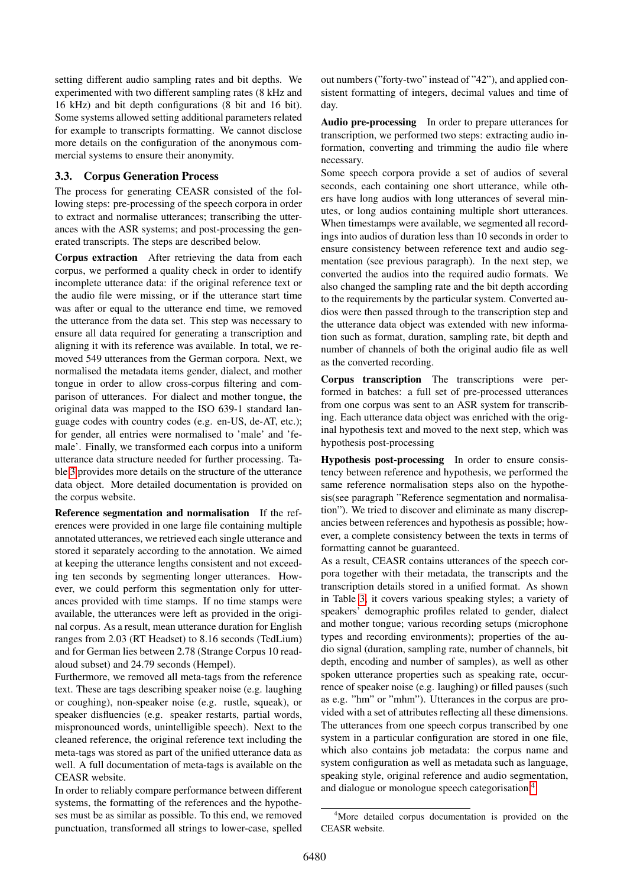setting different audio sampling rates and bit depths. We experimented with two different sampling rates (8 kHz and 16 kHz) and bit depth configurations (8 bit and 16 bit). Some systems allowed setting additional parameters related for example to transcripts formatting. We cannot disclose more details on the configuration of the anonymous commercial systems to ensure their anonymity.

### 3.3. Corpus Generation Process

The process for generating CEASR consisted of the following steps: pre-processing of the speech corpora in order to extract and normalise utterances; transcribing the utterances with the ASR systems; and post-processing the generated transcripts. The steps are described below.

**Corpus extraction** After retrieving the data from each corpus, we performed a quality check in order to identify incomplete utterance data: if the original reference text or the audio file were missing, or if the utterance start time was after or equal to the utterance end time, we removed the utterance from the data set. This step was necessary to ensure all data required for generating a transcription and aligning it with its reference was available. In total, we removed 549 utterances from the German corpora. Next, we normalised the metadata items gender, dialect, and mother tongue in order to allow cross-corpus filtering and comparison of utterances. For dialect and mother tongue, the original data was mapped to the ISO 639-1 standard language codes with country codes (e.g. en-US, de-AT, etc.); for gender, all entries were normalised to 'male' and 'female'. Finally, we transformed each corpus into a uniform utterance data structure needed for further processing. Table 3 provides more details on the structure of the utterance data object. More detailed documentation is provided on the corpus website.

**Reference segmentation and normalisation** If the references were provided in one large file containing multiple annotated utterances, we retrieved each single utterance and stored it separately according to the annotation. We aimed at keeping the utterance lengths consistent and not exceeding ten seconds by segmenting longer utterances. However, we could perform this segmentation only for utterances provided with time stamps. If no time stamps were available, the utterances were left as provided in the original corpus. As a result, mean utterance duration for English ranges from 2.03 (RT Headset) to 8.16 seconds (TedLium) and for German lies between 2.78 (Strange Corpus 10 read-aloud subset) and 24.79 seconds (Hempel).

Furthermore, we removed all meta-tags from the reference text. These are tags describing speaker noise (e.g. laughing or coughing), non-speaker noise (e.g. rustle, squeak), or speaker disfluencies (e.g. speaker restarts, partial words, mispronounced words, unintelligible speech). Next to the cleaned reference, the original reference text including the meta-tags was stored as part of the unified utterance data as well. A full documentation of meta-tags is available on the CEASR website.

In order to reliably compare performance between different systems, the formatting of the references and the hypotheses must be as similar as possible. To this end, we removed punctuation, transformed all strings to lower-case, spelled out numbers ("forty-two" instead of "42"), and applied consistent formatting of integers, decimal values and time of day.

**Audio pre-processing** In order to prepare utterances for transcription, we performed two steps: extracting audio information, converting and trimming the audio file where necessary.

Some speech corpora provide a set of audios of several seconds, each containing one short utterance, while others have long audios with long utterances of several minutes, or long audios containing multiple short utterances. When timestamps were available, we segmented all recordings into audios of duration less than 10 seconds in order to ensure consistency between reference text and audio segmentation (see previous paragraph). In the next step, we converted the audios into the required audio formats. We also changed the sampling rate and the bit depth according to the requirements by the particular system. Converted audios were then passed through to the transcription step and the utterance data object was extended with new information such as format, duration, sampling rate, bit depth and number of channels of both the original audio file as well as the converted recording.

**Corpus transcription** The transcriptions were performed in batches: a full set of pre-processed utterances from one corpus was sent to an ASR system for transcribing. Each utterance data object was enriched with the original hypothesis text and moved to the next step, which was hypothesis post-processing

**Hypothesis post-processing** In order to ensure consistency between reference and hypothesis, we performed the same reference normalisation steps also on the hypothesis(see paragraph "Reference segmentation and normalisation"). We tried to discover and eliminate as many discrepancies between references and hypothesis as possible; however, a complete consistency between the texts in terms of formatting cannot be guaranteed.

As a result, CEASR contains utterances of the speech corpora together with their metadata, the transcripts and the transcription details stored in a unified format. As shown in Table 3, it covers various speaking styles; a variety of speakers' demographic profiles related to gender, dialect and mother tongue; various recording setups (microphone types and recording environments); properties of the audio signal (duration, sampling rate, number of channels, bit depth, encoding and number of samples), as well as other spoken utterance properties such as speaking rate, occurrence of speaker noise (e.g. laughing) or filled pauses (such as e.g. "hm" or "mhm"). Utterances in the corpus are provided with a set of attributes reflecting all these dimensions. The utterances from one speech corpus transcribed by one system in a particular configuration are stored in one file, which also contains job metadata: the corpus name and system configuration as well as metadata such as language, speaking style, original reference and audio segmentation, and dialogue or monologue speech categorisation.[4]

[4] More detailed corpus documentation is provided on the CEASR website.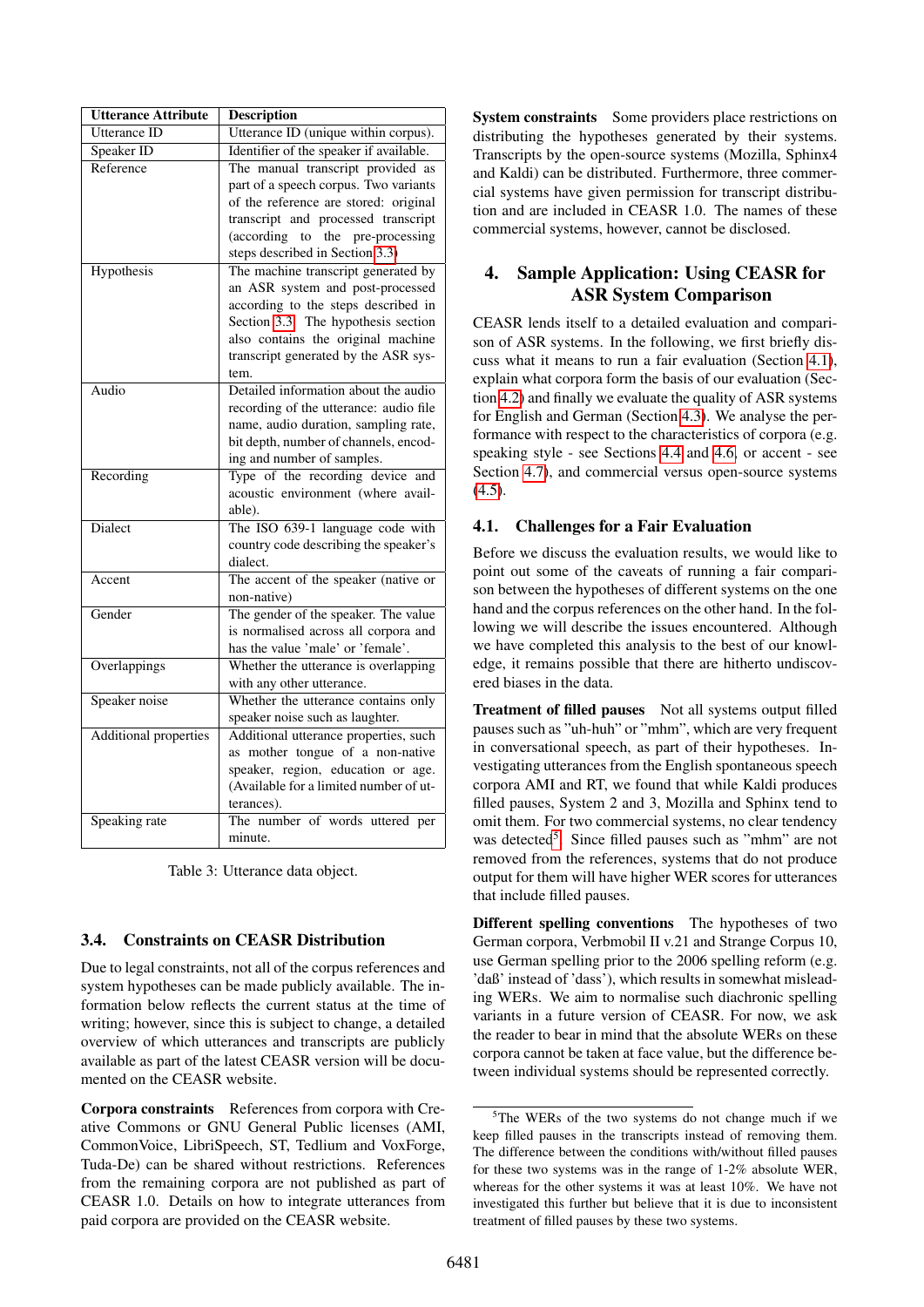| Utterance Attribute | Description |
|---|---|
| Utterance ID | Utterance ID (unique within corpus). |
| Speaker ID | Identifier of the speaker if available. |
| Reference | The manual transcript provided as part of a speech corpus. Two variants of the reference are stored: original transcript and processed transcript (according to the pre-processing steps described in Section 3.3) |
| Hypothesis | The machine transcript generated by an ASR system and post-processed according to the steps described in Section 3.3. The hypothesis section also contains the original machine transcript generated by the ASR system. |
| Audio | Detailed information about the audio recording of the utterance: audio file name, audio duration, sampling rate, bit depth, number of channels, encoding and number of samples. |
| Recording | Type of the recording device and acoustic environment (where available). |
| Dialect | The ISO 639-1 language code with country code describing the speaker's dialect. |
| Accent | The accent of the speaker (native or non-native) |
| Gender | The gender of the speaker. The value is normalised across all corpora and has the value 'male' or 'female'. |
| Overlappings | Whether the utterance is overlapping with any other utterance. |
| Speaker noise | Whether the utterance contains only speaker noise such as laughter. |
| Additional properties | Additional utterance properties, such as mother tongue of a non-native speaker, region, education or age. (Available for a limited number of utterances). |
| Speaking rate | The number of words uttered per minute. |

Table 3: Utterance data object.

### 3.4. Constraints on CEASR Distribution

Due to legal constraints, not all of the corpus references and system hypotheses can be made publicly available. The information below reflects the current status at the time of writing; however, since this is subject to change, a detailed overview of which utterances and transcripts are publicly available as part of the latest CEASR version will be documented on the CEASR website.

**Corpora constraints** References from corpora with Creative Commons or GNU General Public licenses (AMI, CommonVoice, LibriSpeech, ST, Tedlium and VoxForge, Tuda-De) can be shared without restrictions. References from the remaining corpora are not published as part of CEASR 1.0. Details on how to integrate utterances from paid corpora are provided on the CEASR website.

**System constraints** Some providers place restrictions on distributing the hypotheses generated by their systems. Transcripts by the open-source systems (Mozilla, Sphinx4 and Kaldi) can be distributed. Furthermore, three commercial systems have given permission for transcript distribution and are included in CEASR 1.0. The names of these commercial systems, however, cannot be disclosed.

## 4. Sample Application: Using CEASR for ASR System Comparison

CEASR lends itself to a detailed evaluation and comparison of ASR systems. In the following, we first briefly discuss what it means to run a fair evaluation (Section 4.1), explain what corpora form the basis of our evaluation (Section 4.2) and finally we evaluate the quality of ASR systems for English and German (Section 4.3). We analyse the performance with respect to the characteristics of corpora (e.g. speaking style - see Sections 4.4 and 4.6, or accent - see Section 4.7), and commercial versus open-source systems (4.5).

### 4.1. Challenges for a Fair Evaluation

Before we discuss the evaluation results, we would like to point out some of the caveats of running a fair comparison between the hypotheses of different systems on the one hand and the corpus references on the other hand. In the following we will describe the issues encountered. Although we have completed this analysis to the best of our knowledge, it remains possible that there are hitherto undiscovered biases in the data.

**Treatment of filled pauses** Not all systems output filled pauses such as "uh-huh" or "mhm", which are very frequent in conversational speech, as part of their hypotheses. Investigating utterances from the English spontaneous speech corpora AMI and RT, we found that while Kaldi produces filled pauses, System 2 and 3, Mozilla and Sphinx tend to omit them. For two commercial systems, no clear tendency was detected[5]. Since filled pauses such as "mhm" are not removed from the references, systems that do not produce output for them will have higher WER scores for utterances that include filled pauses.

**Different spelling conventions** The hypotheses of two German corpora, Verbmobil II v.21 and Strange Corpus 10, use German spelling prior to the 2006 spelling reform (e.g. 'daß' instead of 'dass'), which results in somewhat misleading WERs. We aim to normalise such diachronic spelling variants in a future version of CEASR. For now, we ask the reader to bear in mind that the absolute WERs on these corpora cannot be taken at face value, but the difference between individual systems should be represented correctly.

[5] The WERs of the two systems do not change much if we keep filled pauses in the transcripts instead of removing them. The difference between the conditions with/without filled pauses for these two systems was in the range of 1-2% absolute WER, whereas for the other systems it was at least 10%. We have not investigated this further but believe that it is due to inconsistent treatment of filled pauses by these two systems.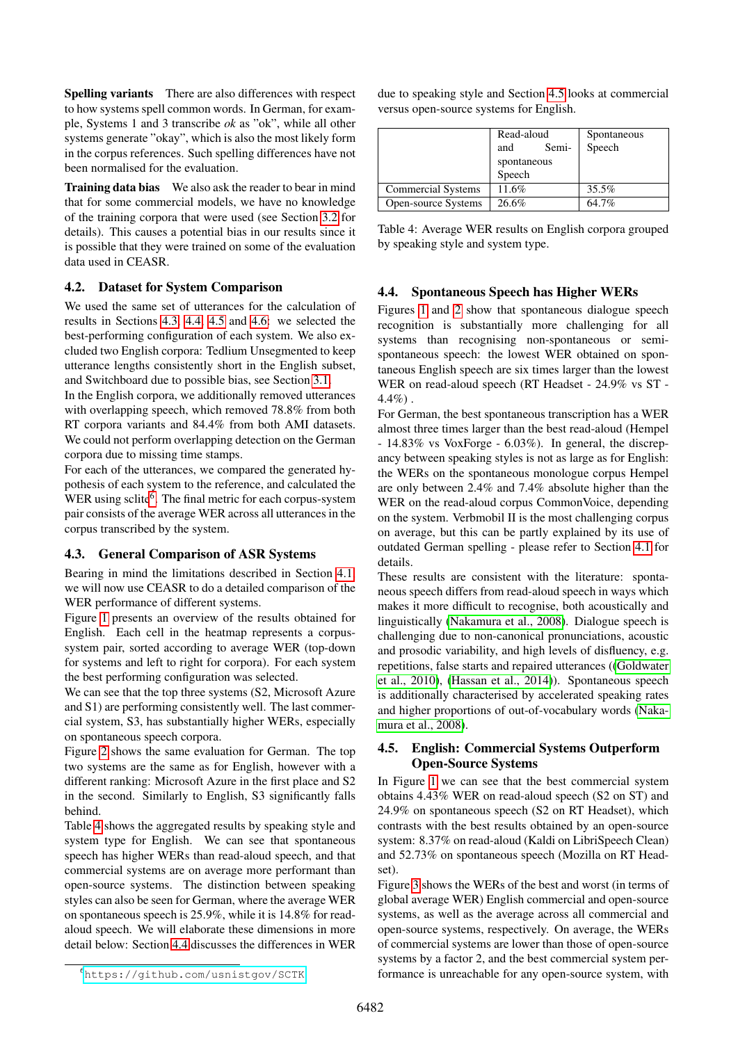**Spelling variants** There are also differences with respect to how systems spell common words. In German, for example, Systems 1 and 3 transcribe *ok* as "ok", while all other systems generate "okay", which is also the most likely form in the corpus references. Such spelling differences have not been normalised for the evaluation.

**Training data bias** We also ask the reader to bear in mind that for some commercial models, we have no knowledge of the training corpora that were used (see Section 3.2 for details). This causes a potential bias in our results since it is possible that they were trained on some of the evaluation data used in CEASR.

## 4.2. Dataset for System Comparison

We used the same set of utterances for the calculation of results in Sections 4.3, 4.4, 4.5 and 4.6: we selected the best-performing configuration of each system. We also excluded two English corpora: Tedlium Unsegmented to keep utterance lengths consistently short in the English subset, and Switchboard due to possible bias, see Section 3.1.

In the English corpora, we additionally removed utterances with overlapping speech, which removed 78.8% from both RT corpora variants and 84.4% from both AMI datasets. We could not perform overlapping detection on the German corpora due to missing time stamps.

For each of the utterances, we compared the generated hypothesis of each system to the reference, and calculated the WER using sclite[6]. The final metric for each corpus-system pair consists of the average WER across all utterances in the corpus transcribed by the system.

## 4.3. General Comparison of ASR Systems

Bearing in mind the limitations described in Section 4.1 we will now use CEASR to do a detailed comparison of the WER performance of different systems.

Figure 1 presents an overview of the results obtained for English. Each cell in the heatmap represents a corpus-system pair, sorted according to average WER (top-down for systems and left to right for corpora). For each system the best performing configuration was selected.

We can see that the top three systems (S2, Microsoft Azure and S1) are performing consistently well. The last commercial system, S3, has substantially higher WERs, especially on spontaneous speech corpora.

Figure 2 shows the same evaluation for German. The top two systems are the same as for English, however with a different ranking: Microsoft Azure in the first place and S2 in the second. Similarly to English, S3 significantly falls behind.

Table 4 shows the aggregated results by speaking style and system type for English. We can see that spontaneous speech has higher WERs than read-aloud speech, and that commercial systems are on average more performant than open-source systems. The distinction between speaking styles can also be seen for German, where the average WER on spontaneous speech is 25.9%, while it is 14.8% for read-aloud speech. We will elaborate these dimensions in more detail below: Section 4.4 discusses the differences in WER due to speaking style and Section 4.5 looks at commercial versus open-source systems for English.

| | Read-aloud and Semi-spontaneous Speech | Spontaneous Speech |
|---|---|---|
| Commercial Systems | 11.6% | 35.5% |
| Open-source Systems | 26.6% | 64.7% |

Table 4: Average WER results on English corpora grouped by speaking style and system type.

## 4.4. Spontaneous Speech has Higher WERs

Figures 1 and 2 show that spontaneous dialogue speech recognition is substantially more challenging for all systems than recognising non-spontaneous or semi-spontaneous speech: the lowest WER obtained on spontaneous English speech are six times larger than the lowest WER on read-aloud speech (RT Headset - 24.9% vs ST - 4.4%) .

For German, the best spontaneous transcription has a WER almost three times larger than the best read-aloud (Hempel - 14.83% vs VoxForge - 6.03%). In general, the discrepancy between speaking styles is not as large as for English: the WERs on the spontaneous monologue corpus Hempel are only between 2.4% and 7.4% absolute higher than the WER on the read-aloud corpus CommonVoice, depending on the system. Verbmobil II is the most challenging corpus on average, but this can be partly explained by its use of outdated German spelling - please refer to Section 4.1 for details.

These results are consistent with the literature: spontaneous speech differs from read-aloud speech in ways which makes it more difficult to recognise, both acoustically and linguistically (Nakamura et al., 2008). Dialogue speech is challenging due to non-canonical pronunciations, acoustic and prosodic variability, and high levels of disfluency, e.g. repetitions, false starts and repaired utterances ((Goldwater et al., 2010), (Hassan et al., 2014)). Spontaneous speech is additionally characterised by accelerated speaking rates and higher proportions of out-of-vocabulary words (Nakamura et al., 2008).

## 4.5. English: Commercial Systems Outperform Open-Source Systems

In Figure 1 we can see that the best commercial system obtains 4.43% WER on read-aloud speech (S2 on ST) and 24.9% on spontaneous speech (S2 on RT Headset), which contrasts with the best results obtained by an open-source system: 8.37% on read-aloud (Kaldi on LibriSpeech Clean) and 52.73% on spontaneous speech (Mozilla on RT Headset).

Figure 3 shows the WERs of the best and worst (in terms of global average WER) English commercial and open-source systems, as well as the average across all commercial and open-source systems, respectively. On average, the WERs of commercial systems are lower than those of open-source systems by a factor 2, and the best commercial system performance is unreachable for any open-source system, with

[6] https://github.com/usnistgov/SCTK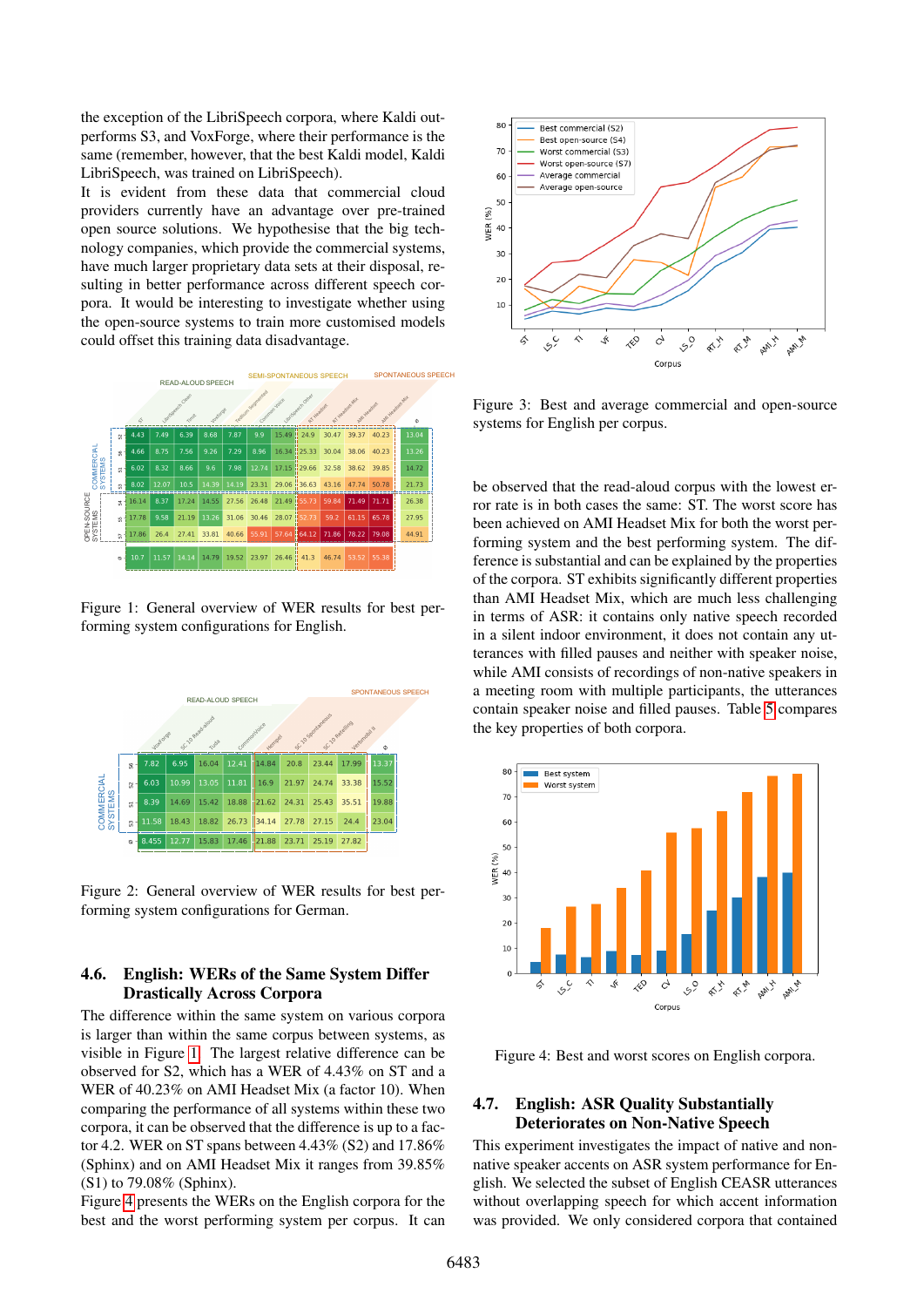the exception of the LibriSpeech corpora, where Kaldi outperforms S3, and VoxForge, where their performance is the same (remember, however, that the best Kaldi model, Kaldi LibriSpeech, was trained on LibriSpeech).

It is evident from these data that commercial cloud providers currently have an advantage over pre-trained open source solutions. We hypothesise that the big technology companies, which provide the commercial systems, have much larger proprietary data sets at their disposal, resulting in better performance across different speech corpora. It would be interesting to investigate whether using the open-source systems to train more customised models could offset this training data disadvantage.

Figure 1: General overview of WER results for best performing system configurations for English.

Figure 2: General overview of WER results for best performing system configurations for German.

### 4.6. English: WERs of the Same System Differ Drastically Across Corpora

The difference within the same system on various corpora is larger than within the same corpus between systems, as visible in Figure 1. The largest relative difference can be observed for S2, which has a WER of 4.43% on ST and a WER of 40.23% on AMI Headset Mix (a factor 10). When comparing the performance of all systems within these two corpora, it can be observed that the difference is up to a factor 4.2. WER on ST spans between 4.43% (S2) and 17.86% (Sphinx) and on AMI Headset Mix it ranges from 39.85% (S1) to 79.08% (Sphinx).

Figure 4 presents the WERs on the English corpora for the best and the worst performing system per corpus. It can be observed that the read-aloud corpus with the lowest error rate is in both cases the same: ST. The worst score has been achieved on AMI Headset Mix for both the worst performing system and the best performing system. The difference is substantial and can be explained by the properties of the corpora. ST exhibits significantly different properties than AMI Headset Mix, which are much less challenging in terms of ASR: it contains only native speech recorded in a silent indoor environment, it does not contain any utterances with filled pauses and neither with speaker noise, while AMI consists of recordings of non-native speakers in a meeting room with multiple participants, the utterances contain speaker noise and filled pauses. Table 5 compares the key properties of both corpora.

Figure 3: Best and average commercial and open-source systems for English per corpus.

Figure 4: Best and worst scores on English corpora.

### 4.7. English: ASR Quality Substantially Deteriorates on Non-Native Speech

This experiment investigates the impact of native and non-native speaker accents on ASR system performance for English. We selected the subset of English CEASR utterances without overlapping speech for which accent information was provided. We only considered corpora that contained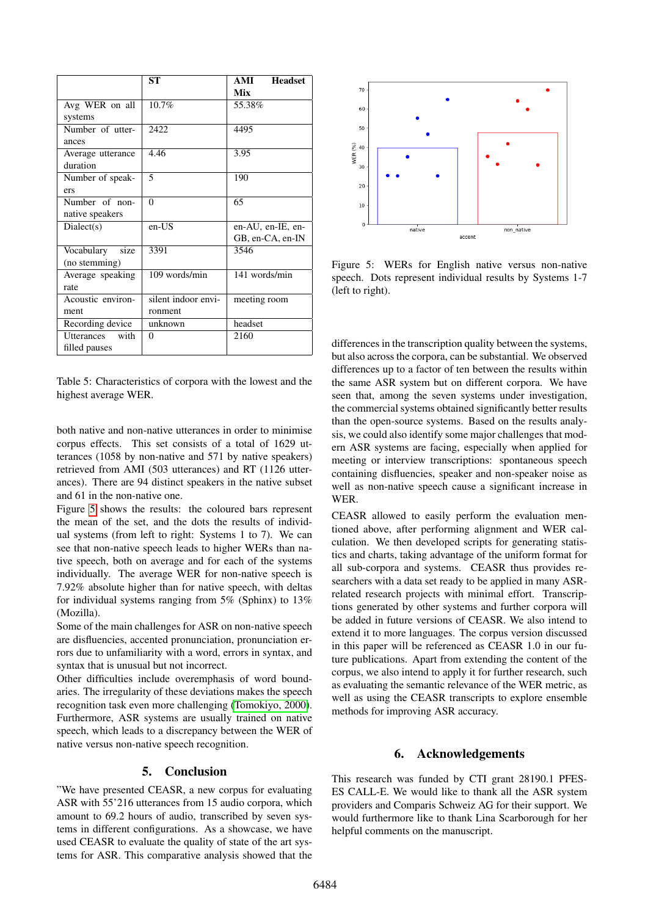|  | ST | AMI Headset Mix |
|---|---|---|
| Avg WER on all systems | 10.7% | 55.38% |
| Number of utterances | 2422 | 4495 |
| Average utterance duration | 4.46 | 3.95 |
| Number of speakers | 5 | 190 |
| Number of non-native speakers | 0 | 65 |
| Dialect(s) | en-US | en-AU, en-IE, en-GB, en-CA, en-IN |
| Vocabulary size (no stemming) | 3391 | 3546 |
| Average speaking rate | 109 words/min | 141 words/min |
| Acoustic environment | silent indoor environment | meeting room |
| Recording device | unknown | headset |
| Utterances with filled pauses | 0 | 2160 |

Table 5: Characteristics of corpora with the lowest and the highest average WER.

both native and non-native utterances in order to minimise corpus effects. This set consists of a total of 1629 utterances (1058 by non-native and 571 by native speakers) retrieved from AMI (503 utterances) and RT (1126 utterances). There are 94 distinct speakers in the native subset and 61 in the non-native one.

Figure 5 shows the results: the coloured bars represent the mean of the set, and the dots the results of individual systems (from left to right: Systems 1 to 7). We can see that non-native speech leads to higher WERs than native speech, both on average and for each of the systems individually. The average WER for non-native speech is 7.92% absolute higher than for native speech, with deltas for individual systems ranging from 5% (Sphinx) to 13% (Mozilla).

Some of the main challenges for ASR on non-native speech are disfluencies, accented pronunciation, pronunciation errors due to unfamiliarity with a word, errors in syntax, and syntax that is unusual but not incorrect.

Other difficulties include overemphasis of word boundaries. The irregularity of these deviations makes the speech recognition task even more challenging (Tomokiyo, 2000). Furthermore, ASR systems are usually trained on native speech, which leads to a discrepancy between the WER of native versus non-native speech recognition.

## 5. Conclusion

"We have presented CEASR, a new corpus for evaluating ASR with 55'216 utterances from 15 audio corpora, which amount to 69.2 hours of audio, transcribed by seven systems in different configurations. As a showcase, we have used CEASR to evaluate the quality of state of the art systems for ASR. This comparative analysis showed that the differences in the transcription quality between the systems, but also across the corpora, can be substantial. We observed differences up to a factor of ten between the results within the same ASR system but on different corpora. We have seen that, among the seven systems under investigation, the commercial systems obtained significantly better results than the open-source systems. Based on the results analysis, we could also identify some major challenges that modern ASR systems are facing, especially when applied for meeting or interview transcriptions: spontaneous speech containing disfluencies, speaker and non-speaker noise as well as non-native speech cause a significant increase in WER.

Figure 5: WERs for English native versus non-native speech. Dots represent individual results by Systems 1-7 (left to right).

CEASR allowed to easily perform the evaluation mentioned above, after performing alignment and WER calculation. We then developed scripts for generating statistics and charts, taking advantage of the uniform format for all sub-corpora and systems. CEASR thus provides researchers with a data set ready to be applied in many ASR-related research projects with minimal effort. Transcriptions generated by other systems and further corpora will be added in future versions of CEASR. We also intend to extend it to more languages. The corpus version discussed in this paper will be referenced as CEASR 1.0 in our future publications. Apart from extending the content of the corpus, we also intend to apply it for further research, such as evaluating the semantic relevance of the WER metric, as well as using the CEASR transcripts to explore ensemble methods for improving ASR accuracy.

## 6. Acknowledgements

This research was funded by CTI grant 28190.1 PFES-ES CALL-E. We would like to thank all the ASR system providers and Comparis Schweiz AG for their support. We would furthermore like to thank Lina Scarborough for her helpful comments on the manuscript.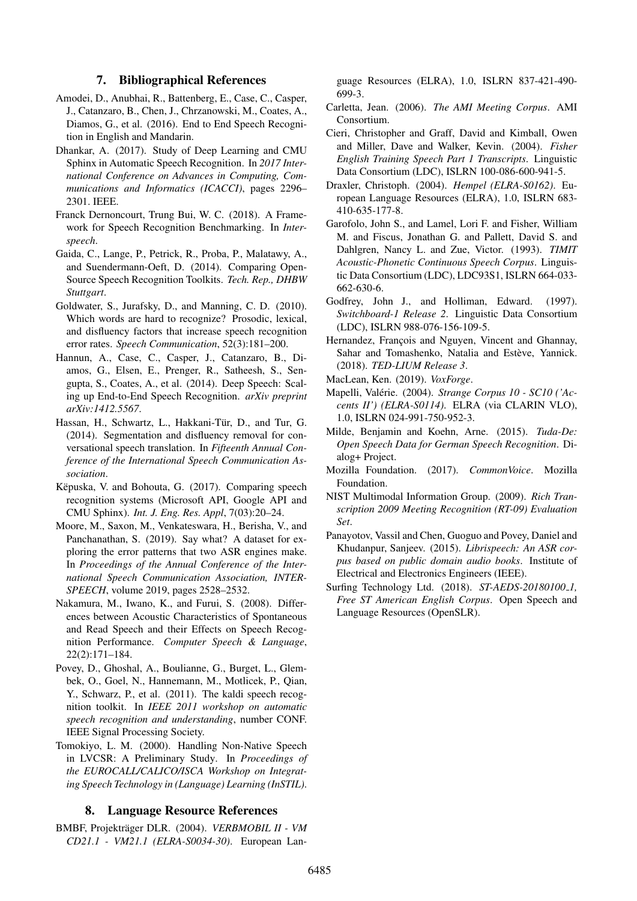## 7. Bibliographical References

Amodei, D., Anubhai, R., Battenberg, E., Case, C., Casper, J., Catanzaro, B., Chen, J., Chrzanowski, M., Coates, A., Diamos, G., et al. (2016). End to End Speech Recognition in English and Mandarin.

Dhankar, A. (2017). Study of Deep Learning and CMU Sphinx in Automatic Speech Recognition. In *2017 International Conference on Advances in Computing, Communications and Informatics (ICACCI)*, pages 2296–2301. IEEE.

Franck Dernoncourt, Trung Bui, W. C. (2018). A Framework for Speech Recognition Benchmarking. In *Interspeech*.

Gaida, C., Lange, P., Petrick, R., Proba, P., Malatawy, A., and Suendermann-Oeft, D. (2014). Comparing Open-Source Speech Recognition Toolkits. *Tech. Rep., DHBW Stuttgart*.

Goldwater, S., Jurafsky, D., and Manning, C. D. (2010). Which words are hard to recognize? Prosodic, lexical, and disfluency factors that increase speech recognition error rates. *Speech Communication*, 52(3):181–200.

Hannun, A., Case, C., Casper, J., Catanzaro, B., Diamos, G., Elsen, E., Prenger, R., Satheesh, S., Sengupta, S., Coates, A., et al. (2014). Deep Speech: Scaling up End-to-End Speech Recognition. *arXiv preprint arXiv:1412.5567*.

Hassan, H., Schwartz, L., Hakkani-Tür, D., and Tur, G. (2014). Segmentation and disfluency removal for conversational speech translation. In *Fifteenth Annual Conference of the International Speech Communication Association*.

Këpuska, V. and Bohouta, G. (2017). Comparing speech recognition systems (Microsoft API, Google API and CMU Sphinx). *Int. J. Eng. Res. Appl*, 7(03):20–24.

Moore, M., Saxon, M., Venkateswara, H., Berisha, V., and Panchanathan, S. (2019). Say what? A dataset for exploring the error patterns that two ASR engines make. In *Proceedings of the Annual Conference of the International Speech Communication Association, INTERSPEECH*, volume 2019, pages 2528–2532.

Nakamura, M., Iwano, K., and Furui, S. (2008). Differences between Acoustic Characteristics of Spontaneous and Read Speech and their Effects on Speech Recognition Performance. *Computer Speech & Language*, 22(2):171–184.

Povey, D., Ghoshal, A., Boulianne, G., Burget, L., Glembek, O., Goel, N., Hannemann, M., Motlicek, P., Qian, Y., Schwarz, P., et al. (2011). The kaldi speech recognition toolkit. In *IEEE 2011 workshop on automatic speech recognition and understanding*, number CONF. IEEE Signal Processing Society.

Tomokiyo, L. M. (2000). Handling Non-Native Speech in LVCSR: A Preliminary Study. In *Proceedings of the EUROCALL/CALICO/ISCA Workshop on Integrating Speech Technology in (Language) Learning (InSTIL)*.

## 8. Language Resource References

BMBF, Projektträger DLR. (2004). *VERBMOBIL II - VM CD21.1 - VM21.1 (ELRA-S0034-30)*. European Language Resources (ELRA), 1.0, ISLRN 837-421-490-699-3.

Carletta, Jean. (2006). *The AMI Meeting Corpus*. AMI Consortium.

Cieri, Christopher and Graff, David and Kimball, Owen and Miller, Dave and Walker, Kevin. (2004). *Fisher English Training Speech Part 1 Transcripts*. Linguistic Data Consortium (LDC), ISLRN 100-086-600-941-5.

Draxler, Christoph. (2004). *Hempel (ELRA-S0162)*. European Language Resources (ELRA), 1.0, ISLRN 683-410-635-177-8.

Garofolo, John S., and Lamel, Lori F. and Fisher, William M. and Fiscus, Jonathan G. and Pallett, David S. and Dahlgren, Nancy L. and Zue, Victor. (1993). *TIMIT Acoustic-Phonetic Continuous Speech Corpus*. Linguistic Data Consortium (LDC), LDC93S1, ISLRN 664-033-662-630-6.

Godfrey, John J., and Holliman, Edward. (1997). *Switchboard-1 Release 2*. Linguistic Data Consortium (LDC), ISLRN 988-076-156-109-5.

Hernandez, François and Nguyen, Vincent and Ghannay, Sahar and Tomashenko, Natalia and Estève, Yannick. (2018). *TED-LIUM Release 3*.

MacLean, Ken. (2019). *VoxForge*.

Mapelli, Valérie. (2004). *Strange Corpus 10 - SC10 ('Accents II') (ELRA-S0114)*. ELRA (via CLARIN VLO), 1.0, ISLRN 024-991-750-952-3.

Milde, Benjamin and Koehn, Arne. (2015). *Tuda-De: Open Speech Data for German Speech Recognition*. Dialog+ Project.

Mozilla Foundation. (2017). *CommonVoice*. Mozilla Foundation.

NIST Multimodal Information Group. (2009). *Rich Transcription 2009 Meeting Recognition (RT-09) Evaluation Set*.

Panayotov, Vassil and Chen, Guoguo and Povey, Daniel and Khudanpur, Sanjeev. (2015). *Librispeech: An ASR corpus based on public domain audio books*. Institute of Electrical and Electronics Engineers (IEEE).

Surfing Technology Ltd. (2018). *ST-AEDS-20180100_1, Free ST American English Corpus*. Open Speech and Language Resources (OpenSLR).